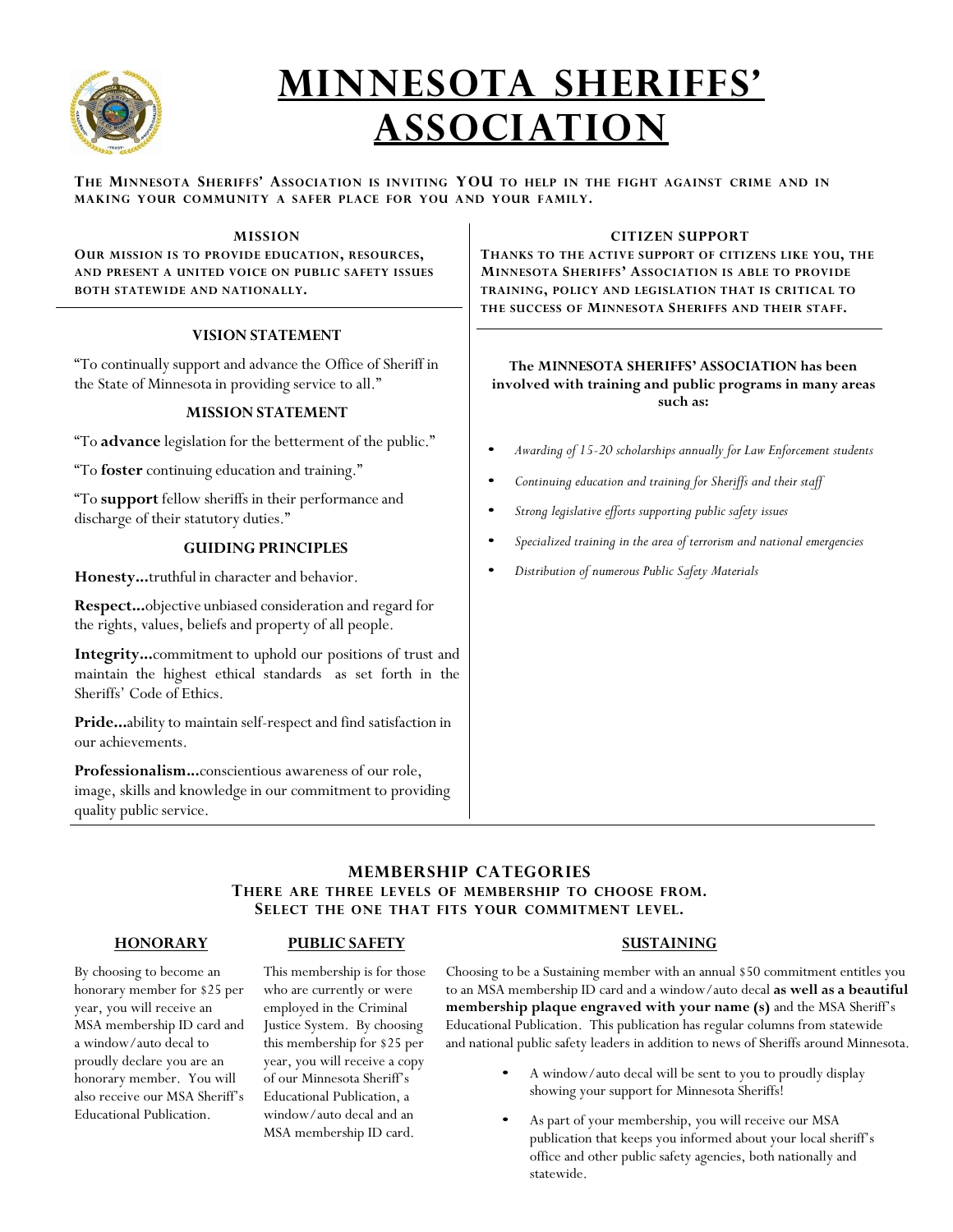# MINNESOTA SHERIFFS' ASSOCIATION

**THE MINNESOTA SHERIFFS' ASSOCIATION IS INVITING YOU TO HELP IN THE FIGHT AGAINST CRIME AND IN MAKING YOUR COMMUNITY A SAFER PLACE FOR YOU AND YOUR FAMILY.**

### MISSION

**OUR MISSION IS TO PROVIDE EDUCATION, RESOURCES, AND PRESENT A UNITED VOICE ON PUBLIC SAFETY ISSUES BOTH STATEWIDE AND NATIONALLY.**

### VISION STATEMENT

"To continually support and advance the Office of Sheriff in the State of Minnesota in providing service to all."

### MISSION STATEMENT

"To **advance** legislation for the betterment of the public."

"To **foster** continuing education and training."

"To **support** fellow sheriffs in their performance and discharge of their statutory duties."

### GUIDING PRINCIPLES

**Honesty...**truthful in character and behavior.

**Respect...**objective unbiased consideration and regard for the rights, values, beliefs and property of all people.

**Integrity...**commitment to uphold our positions of trust and maintain the highest ethical standards as set forth in the Sheriffs' Code of Ethics.

**Pride...**ability to maintain self-respect and find satisfaction in our achievements.

**Professionalism...**conscientious awareness of our role, image, skills and knowledge in our commitment to providing quality public service.

### CITIZEN SUPPORT

**THANKS TO THE ACTIVE SUPPORT OF CITIZENS LIKE YOU, THE MINNESOTA SHERIFFS' ASSOCIATION IS ABLE TO PROVIDE TRAINING, POLICY AND LEGISLATION THAT IS CRITICAL TO THE SUCCESS OF MINNESOTA SHERIFFS AND THEIR STAFF.**

**The MINNESOTA SHERIFFS' ASSOCIATION has been involved with training and public programs in many areas such as:**

- *Awarding of 15-20 scholarships annually for Law Enforcement students*
- *Continuing education and training for Sheriffs and their staff*
- *Strong legislative efforts supporting public safety issues*
- *Specialized training in the area of terrorism and national emergencies*
- *Distribution of numerous Public Safety Materials*

## MEMBERSHIP CATEGORIES

**THERE ARE THREE LEVELS OF MEMBERSHIP TO CHOOSE FROM. SELECT THE ONE THAT FITS YOUR COMMITMENT LEVEL.**

### HONORARY

By choosing to become an honorary member for $25 per year, you will receive an MSA membership ID card and a window/auto decal to proudly declare you are an honorary member. You will also receive our MSA Sheriff's Educational Publication.

### PUBLIC SAFETY

This membership is for those who are currently or were employed in the Criminal Justice System. By choosing this membership for $25 per year, you will receive a copy of our Minnesota Sheriff's Educational Publication, a window/auto decal and an MSA membership ID card.

### SUSTAINING

Choosing to be a Sustaining member with an annual $50 commitment entitles you to an MSA membership ID card and a window/auto decal **as well as a beautiful membership plaque engraved with your name (s)** and the MSA Sheriff's Educational Publication. This publication has regular columns from statewide and national public safety leaders in addition to news of Sheriffs around Minnesota.

- A window/auto decal will be sent to you to proudly display showing your support for Minnesota Sheriffs!
- As part of your membership, you will receive our MSA publication that keeps you informed about your local sheriff's office and other public safety agencies, both nationally and statewide.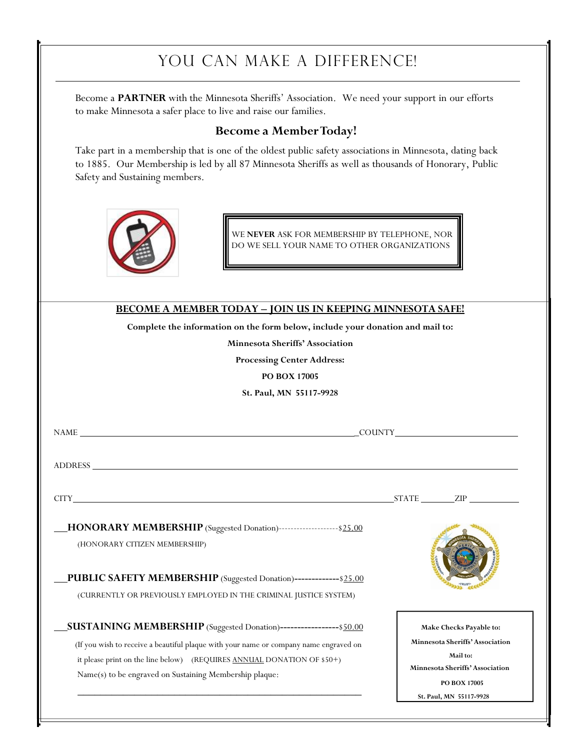# YOU CAN MAKE A DIFFERENCE!

Become a **PARTNER** with the Minnesota Sheriffs' Association. We need your support in our efforts to make Minnesota a safer place to live and raise our families.

## Become a Member Today!

Take part in a membership that is one of the oldest public safety associations in Minnesota, dating back to 1885. Our Membership is led by all 87 Minnesota Sheriffs as well as thousands of Honorary, Public Safety and Sustaining members.

WE **NEVER** ASK FOR MEMBERSHIP BY TELEPHONE, NOR DO WE SELL YOUR NAME TO OTHER ORGANIZATIONS

**BECOME A MEMBER TODAY – JOIN US IN KEEPING MINNESOTA SAFE!**

**Complete the information on the form below, include your donation and mail to:**

**Minnesota Sheriffs' Association**

**Processing Center Address:**

**PO BOX 17005**

**St. Paul, MN 55117-9928**

NAME ______________________________ COUNTY ____________

ADDRESS ______________________________________________

CITY ______________________________ STATE _______ ZIP _______

___**HONORARY MEMBERSHIP** (Suggested Donation)--------------------$25.00

(HONORARY CITIZEN MEMBERSHIP)

___**PUBLIC SAFETY MEMBERSHIP** (Suggested Donation)-------------$25.00

(CURRENTLY OR PREVIOUSLY EMPLOYED IN THE CRIMINAL JUSTICE SYSTEM)

___**SUSTAINING MEMBERSHIP** (Suggested Donation)-----------------$50.00

(If you wish to receive a beautiful plaque with your name or company name engraved on it please print on the line below) (REQUIRES ANNUAL DONATION OF $50+)

Name(s) to be engraved on Sustaining Membership plaque:

______________________________________________

**Make Checks Payable to:**

**Minnesota Sheriffs' Association**

**Mail to:**

**Minnesota Sheriffs' Association**

**PO BOX 17005**

**St. Paul, MN 55117-9928**